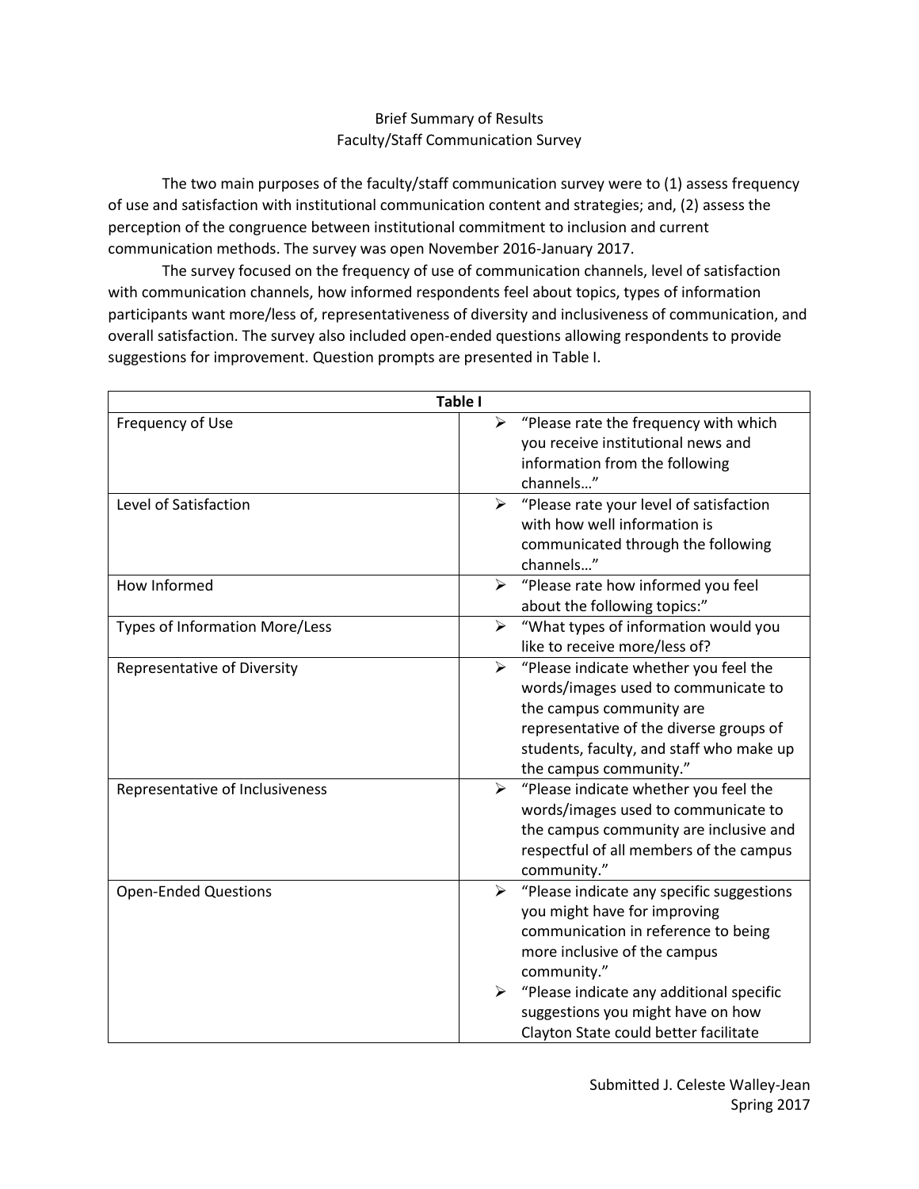# Brief Summary of Results
## Faculty/Staff Communication Survey

The two main purposes of the faculty/staff communication survey were to (1) assess frequency of use and satisfaction with institutional communication content and strategies; and, (2) assess the perception of the congruence between institutional commitment to inclusion and current communication methods. The survey was open November 2016-January 2017.

The survey focused on the frequency of use of communication channels, level of satisfaction with communication channels, how informed respondents feel about topics, types of information participants want more/less of, representativeness of diversity and inclusiveness of communication, and overall satisfaction. The survey also included open-ended questions allowing respondents to provide suggestions for improvement. Question prompts are presented in Table I.

| **Table I** | |
|---|---|
| Frequency of Use | ➢ "Please rate the frequency with which you receive institutional news and information from the following channels…" |
| Level of Satisfaction | ➢ "Please rate your level of satisfaction with how well information is communicated through the following channels…" |
| How Informed | ➢ "Please rate how informed you feel about the following topics:" |
| Types of Information More/Less | ➢ "What types of information would you like to receive more/less of? |
| Representative of Diversity | ➢ "Please indicate whether you feel the words/images used to communicate to the campus community are representative of the diverse groups of students, faculty, and staff who make up the campus community." |
| Representative of Inclusiveness | ➢ "Please indicate whether you feel the words/images used to communicate to the campus community are inclusive and respectful of all members of the campus community." |
| Open-Ended Questions | ➢ "Please indicate any specific suggestions you might have for improving communication in reference to being more inclusive of the campus community." ➢ "Please indicate any additional specific suggestions you might have on how Clayton State could better facilitate |

Submitted J. Celeste Walley-Jean
Spring 2017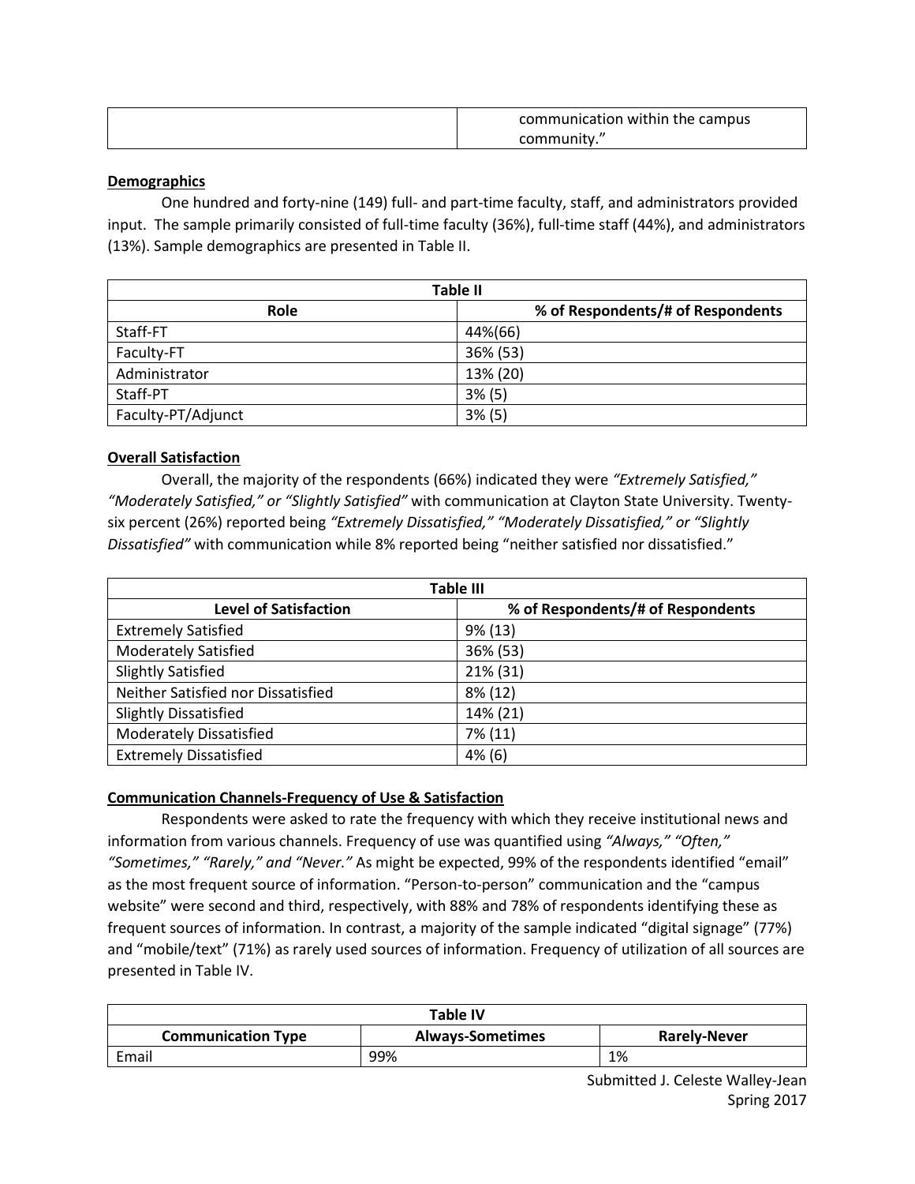| | communication within the campus community." |
|---|---|

**Demographics**

One hundred and forty-nine (149) full- and part-time faculty, staff, and administrators provided input. The sample primarily consisted of full-time faculty (36%), full-time staff (44%), and administrators (13%). Sample demographics are presented in Table II.

| Table II | |
|---|---|
| **Role** | **% of Respondents/# of Respondents** |
| Staff-FT | 44%(66) |
| Faculty-FT | 36% (53) |
| Administrator | 13% (20) |
| Staff-PT | 3% (5) |
| Faculty-PT/Adjunct | 3% (5) |

**Overall Satisfaction**

Overall, the majority of the respondents (66%) indicated they were *"Extremely Satisfied," "Moderately Satisfied," or "Slightly Satisfied"* with communication at Clayton State University. Twenty-six percent (26%) reported being *"Extremely Dissatisfied," "Moderately Dissatisfied," or "Slightly Dissatisfied"* with communication while 8% reported being "neither satisfied nor dissatisfied."

| Table III | |
|---|---|
| **Level of Satisfaction** | **% of Respondents/# of Respondents** |
| Extremely Satisfied | 9% (13) |
| Moderately Satisfied | 36% (53) |
| Slightly Satisfied | 21% (31) |
| Neither Satisfied nor Dissatisfied | 8% (12) |
| Slightly Dissatisfied | 14% (21) |
| Moderately Dissatisfied | 7% (11) |
| Extremely Dissatisfied | 4% (6) |

**Communication Channels-Frequency of Use & Satisfaction**

Respondents were asked to rate the frequency with which they receive institutional news and information from various channels. Frequency of use was quantified using *"Always," "Often," "Sometimes," "Rarely," and "Never."* As might be expected, 99% of the respondents identified "email" as the most frequent source of information. "Person-to-person" communication and the "campus website" were second and third, respectively, with 88% and 78% of respondents identifying these as frequent sources of information. In contrast, a majority of the sample indicated "digital signage" (77%) and "mobile/text" (71%) as rarely used sources of information. Frequency of utilization of all sources are presented in Table IV.

| Table IV | | |
|---|---|---|
| **Communication Type** | **Always-Sometimes** | **Rarely-Never** |
| Email | 99% | 1% |

Submitted J. Celeste Walley-Jean
Spring 2017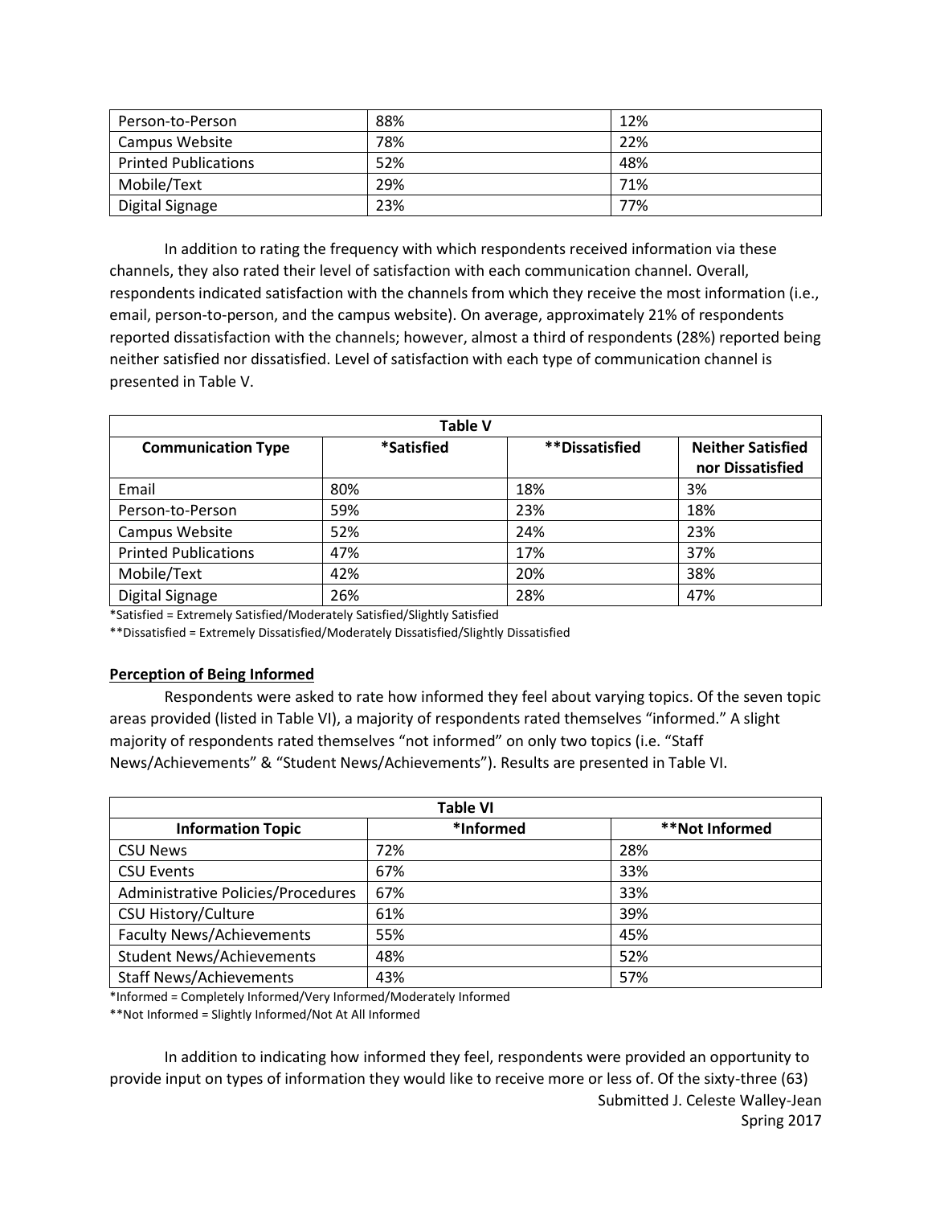| Person-to-Person | 88% | 12% |
|---|---|---|
| Campus Website | 78% | 22% |
| Printed Publications | 52% | 48% |
| Mobile/Text | 29% | 71% |
| Digital Signage | 23% | 77% |

In addition to rating the frequency with which respondents received information via these channels, they also rated their level of satisfaction with each communication channel. Overall, respondents indicated satisfaction with the channels from which they receive the most information (i.e., email, person-to-person, and the campus website). On average, approximately 21% of respondents reported dissatisfaction with the channels; however, almost a third of respondents (28%) reported being neither satisfied nor dissatisfied. Level of satisfaction with each type of communication channel is presented in Table V.

**Table V**

| Communication Type | *Satisfied | **Dissatisfied | Neither Satisfied nor Dissatisfied |
|---|---|---|---|
| Email | 80% | 18% | 3% |
| Person-to-Person | 59% | 23% | 18% |
| Campus Website | 52% | 24% | 23% |
| Printed Publications | 47% | 17% | 37% |
| Mobile/Text | 42% | 20% | 38% |
| Digital Signage | 26% | 28% | 47% |

*Satisfied = Extremely Satisfied/Moderately Satisfied/Slightly Satisfied

**Dissatisfied = Extremely Dissatisfied/Moderately Dissatisfied/Slightly Dissatisfied

**<u>Perception of Being Informed</u>**

Respondents were asked to rate how informed they feel about varying topics. Of the seven topic areas provided (listed in Table VI), a majority of respondents rated themselves "informed." A slight majority of respondents rated themselves "not informed" on only two topics (i.e. "Staff News/Achievements" & "Student News/Achievements"). Results are presented in Table VI.

**Table VI**

| Information Topic | *Informed | **Not Informed |
|---|---|---|
| CSU News | 72% | 28% |
| CSU Events | 67% | 33% |
| Administrative Policies/Procedures | 67% | 33% |
| CSU History/Culture | 61% | 39% |
| Faculty News/Achievements | 55% | 45% |
| Student News/Achievements | 48% | 52% |
| Staff News/Achievements | 43% | 57% |

*Informed = Completely Informed/Very Informed/Moderately Informed

**Not Informed = Slightly Informed/Not At All Informed

In addition to indicating how informed they feel, respondents were provided an opportunity to provide input on types of information they would like to receive more or less of. Of the sixty-three (63)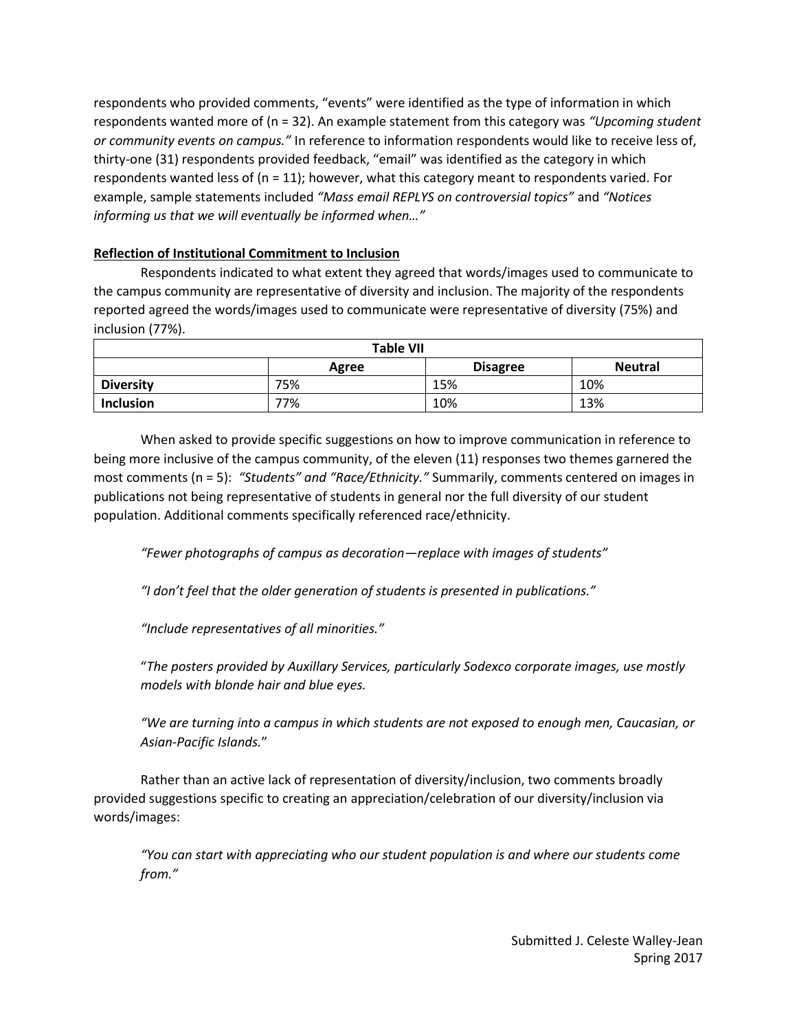respondents who provided comments, "events" were identified as the type of information in which respondents wanted more of (n = 32). An example statement from this category was *"Upcoming student or community events on campus."* In reference to information respondents would like to receive less of, thirty-one (31) respondents provided feedback, "email" was identified as the category in which respondents wanted less of (n = 11); however, what this category meant to respondents varied. For example, sample statements included *"Mass email REPLYS on controversial topics"* and *"Notices informing us that we will eventually be informed when…"*

**Reflection of Institutional Commitment to Inclusion**

Respondents indicated to what extent they agreed that words/images used to communicate to the campus community are representative of diversity and inclusion. The majority of the respondents reported agreed the words/images used to communicate were representative of diversity (75%) and inclusion (77%).

| Table VII | | | |
|---|---|---|---|
| | **Agree** | **Disagree** | **Neutral** |
| **Diversity** | 75% | 15% | 10% |
| **Inclusion** | 77% | 10% | 13% |

When asked to provide specific suggestions on how to improve communication in reference to being more inclusive of the campus community, of the eleven (11) responses two themes garnered the most comments (n = 5): *"Students" and "Race/Ethnicity."* Summarily, comments centered on images in publications not being representative of students in general nor the full diversity of our student population. Additional comments specifically referenced race/ethnicity.

> *"Fewer photographs of campus as decoration—replace with images of students"*
>
> *"I don't feel that the older generation of students is presented in publications."*
>
> *"Include representatives of all minorities."*
>
> "*The posters provided by Auxillary Services, particularly Sodexco corporate images, use mostly models with blonde hair and blue eyes.*
>
> *"We are turning into a campus in which students are not exposed to enough men, Caucasian, or Asian-Pacific Islands.*"

Rather than an active lack of representation of diversity/inclusion, two comments broadly provided suggestions specific to creating an appreciation/celebration of our diversity/inclusion via words/images:

> *"You can start with appreciating who our student population is and where our students come from."*

Submitted J. Celeste Walley-Jean
Spring 2017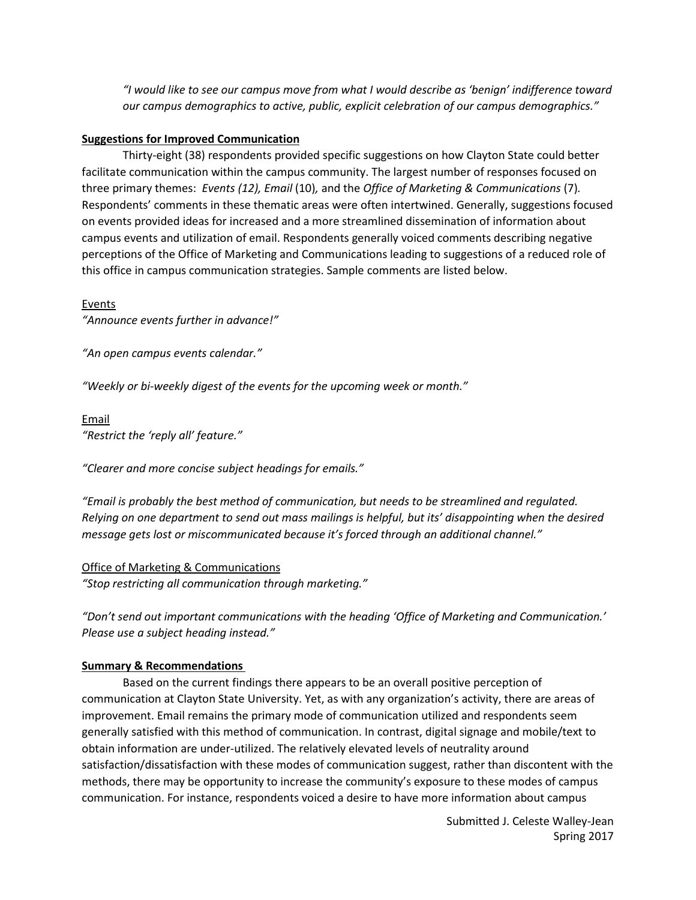*"I would like to see our campus move from what I would describe as 'benign' indifference toward our campus demographics to active, public, explicit celebration of our campus demographics."*

**Suggestions for Improved Communication**

Thirty-eight (38) respondents provided specific suggestions on how Clayton State could better facilitate communication within the campus community. The largest number of responses focused on three primary themes: *Events (12), Email* (10)*,* and the *Office of Marketing & Communications* (7)*.* Respondents' comments in these thematic areas were often intertwined. Generally, suggestions focused on events provided ideas for increased and a more streamlined dissemination of information about campus events and utilization of email. Respondents generally voiced comments describing negative perceptions of the Office of Marketing and Communications leading to suggestions of a reduced role of this office in campus communication strategies. Sample comments are listed below.

Events

*"Announce events further in advance!"*

*"An open campus events calendar."*

*"Weekly or bi-weekly digest of the events for the upcoming week or month."*

Email

*"Restrict the 'reply all' feature."*

*"Clearer and more concise subject headings for emails."*

*"Email is probably the best method of communication, but needs to be streamlined and regulated. Relying on one department to send out mass mailings is helpful, but its' disappointing when the desired message gets lost or miscommunicated because it's forced through an additional channel."*

Office of Marketing & Communications

*"Stop restricting all communication through marketing."*

*"Don't send out important communications with the heading 'Office of Marketing and Communication.' Please use a subject heading instead."*

**Summary & Recommendations**

Based on the current findings there appears to be an overall positive perception of communication at Clayton State University. Yet, as with any organization's activity, there are areas of improvement. Email remains the primary mode of communication utilized and respondents seem generally satisfied with this method of communication. In contrast, digital signage and mobile/text to obtain information are under-utilized. The relatively elevated levels of neutrality around satisfaction/dissatisfaction with these modes of communication suggest, rather than discontent with the methods, there may be opportunity to increase the community's exposure to these modes of campus communication. For instance, respondents voiced a desire to have more information about campus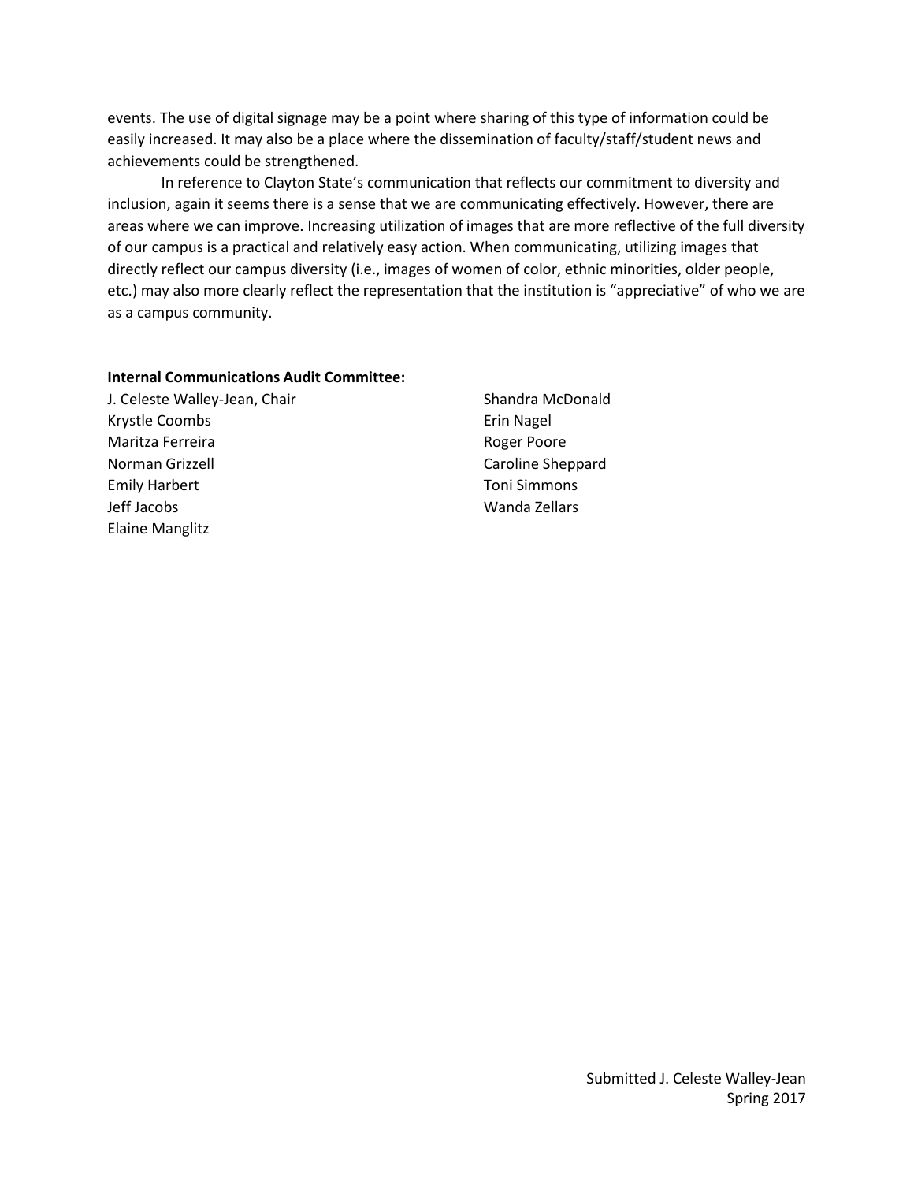events. The use of digital signage may be a point where sharing of this type of information could be easily increased. It may also be a place where the dissemination of faculty/staff/student news and achievements could be strengthened.

In reference to Clayton State's communication that reflects our commitment to diversity and inclusion, again it seems there is a sense that we are communicating effectively. However, there are areas where we can improve. Increasing utilization of images that are more reflective of the full diversity of our campus is a practical and relatively easy action. When communicating, utilizing images that directly reflect our campus diversity (i.e., images of women of color, ethnic minorities, older people, etc.) may also more clearly reflect the representation that the institution is "appreciative" of who we are as a campus community.

**Internal Communications Audit Committee:**

J. Celeste Walley-Jean, Chair
Krystle Coombs
Maritza Ferreira
Norman Grizzell
Emily Harbert
Jeff Jacobs
Elaine Manglitz
Shandra McDonald
Erin Nagel
Roger Poore
Caroline Sheppard
Toni Simmons
Wanda Zellars

Submitted J. Celeste Walley-Jean
Spring 2017